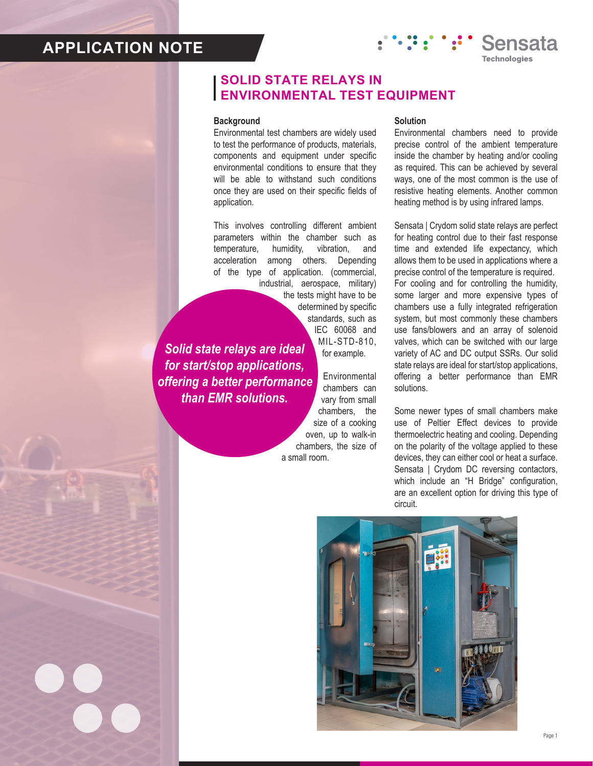APPLICATION NOTE

# SOLID STATE RELAYS IN ENVIRONMENTAL TEST EQUIPMENT

### Background

Environmental test chambers are widely used to test the performance of products, materials, components and equipment under specific environmental conditions to ensure that they will be able to withstand such conditions once they are used on their specific fields of application.

This involves controlling different ambient parameters within the chamber such as temperature, humidity, vibration, and acceleration among others. Depending of the type of application. (commercial, industrial, aerospace, military) the tests might have to be determined by specific standards, such as IEC 60068 and MIL-STD-810, for example.

***Solid state relays are ideal for start/stop applications, offering a better performance than EMR solutions.***

Environmental chambers can vary from small chambers, the size of a cooking oven, up to walk-in chambers, the size of a small room.

### Solution

Environmental chambers need to provide precise control of the ambient temperature inside the chamber by heating and/or cooling as required. This can be achieved by several ways, one of the most common is the use of resistive heating elements. Another common heating method is by using infrared lamps.

Sensata | Crydom solid state relays are perfect for heating control due to their fast response time and extended life expectancy, which allows them to be used in applications where a precise control of the temperature is required. For cooling and for controlling the humidity, some larger and more expensive types of chambers use a fully integrated refrigeration system, but most commonly these chambers use fans/blowers and an array of solenoid valves, which can be switched with our large variety of AC and DC output SSRs. Our solid state relays are ideal for start/stop applications, offering a better performance than EMR solutions.

Some newer types of small chambers make use of Peltier Effect devices to provide thermoelectric heating and cooling. Depending on the polarity of the voltage applied to these devices, they can either cool or heat a surface. Sensata | Crydom DC reversing contactors, which include an "H Bridge" configuration, are an excellent option for driving this type of circuit.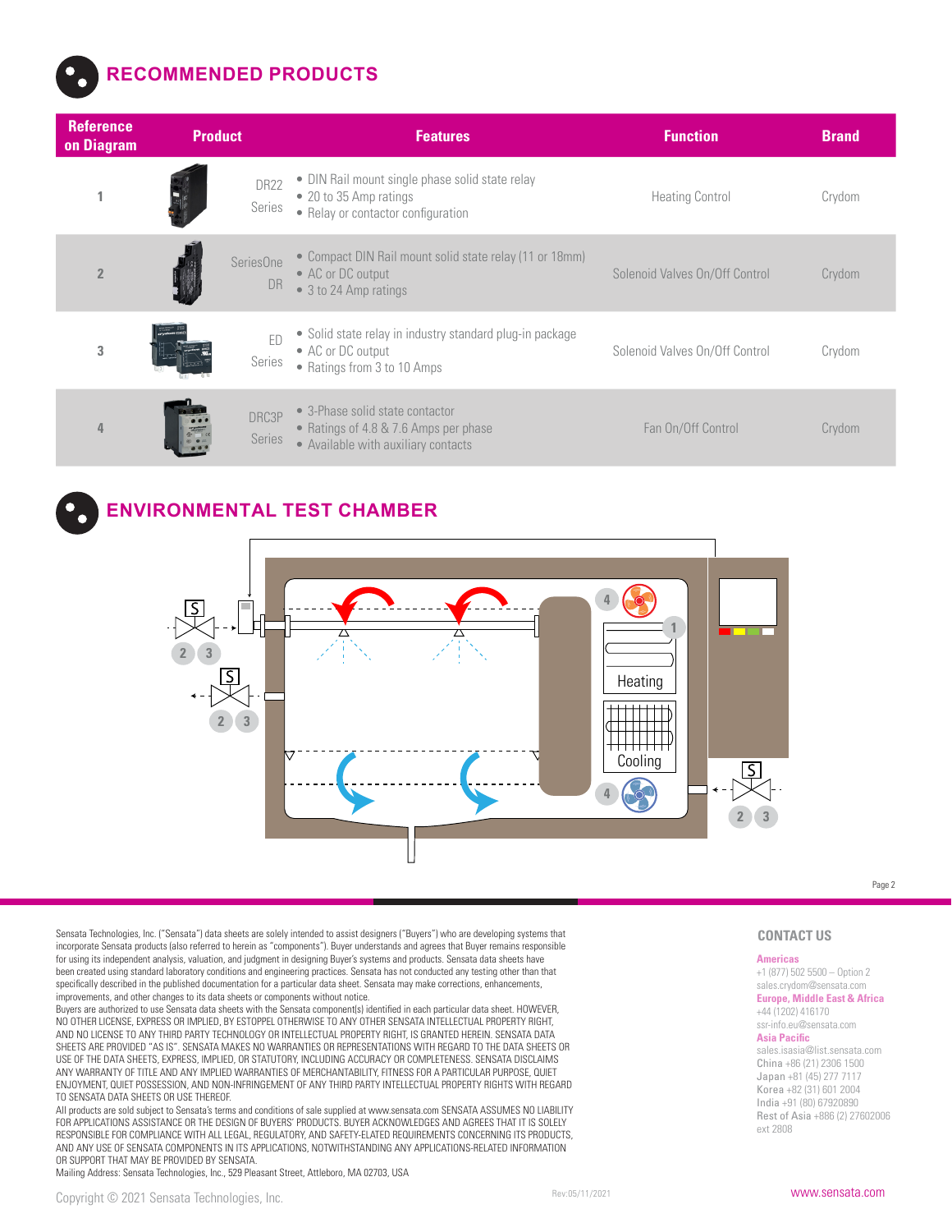## RECOMMENDED PRODUCTS

| Reference on Diagram | Product | Features | Function | Brand |
|---|---|---|---|---|
| 1 | DR22 Series | • DIN Rail mount single phase solid state relay<br>• 20 to 35 Amp ratings<br>• Relay or contactor configuration | Heating Control | Crydom |
| 2 | SeriesOne DR | • Compact DIN Rail mount solid state relay (11 or 18mm)<br>• AC or DC output<br>• 3 to 24 Amp ratings | Solenoid Valves On/Off Control | Crydom |
| 3 | ED Series | • Solid state relay in industry standard plug-in package<br>• AC or DC output<br>• Ratings from 3 to 10 Amps | Solenoid Valves On/Off Control | Crydom |
| 4 | DRC3P Series | • 3-Phase solid state contactor<br>• Ratings of 4.8 & 7.6 Amps per phase<br>• Available with auxiliary contacts | Fan On/Off Control | Crydom |

## ENVIRONMENTAL TEST CHAMBER

S
2 3
S
2 3
4
1
Heating
Cooling
4
S
2 3

Sensata Technologies, Inc. ("Sensata") data sheets are solely intended to assist designers ("Buyers") who are developing systems that incorporate Sensata products (also referred to herein as "components"). Buyer understands and agrees that Buyer remains responsible for using its independent analysis, valuation, and judgment in designing Buyer's systems and products. Sensata data sheets have been created using standard laboratory conditions and engineering practices. Sensata has not conducted any testing other than that specifically described in the published documentation for a particular data sheet. Sensata may make corrections, enhancements, improvements, and other changes to its data sheets or components without notice.

Buyers are authorized to use Sensata data sheets with the Sensata component(s) identified in each particular data sheet. HOWEVER, NO OTHER LICENSE, EXPRESS OR IMPLIED, BY ESTOPPEL OR OTHERWISE TO ANY OTHER SENSATA INTELLECTUAL PROPERTY RIGHT, AND NO LICENSE TO ANY THIRD PARTY TECHNOLOGY OR INTELLECTUAL PROPERTY RIGHT, IS GRANTED HEREIN. SENSATA DATA SHEETS ARE PROVIDED "AS IS". SENSATA MAKES NO WARRANTIES OR REPRESENTATIONS WITH REGARD TO THE DATA SHEETS OR USE OF THE DATA SHEETS, EXPRESS, IMPLIED, OR STATUTORY, INCLUDING ACCURACY OR COMPLETENESS. SENSATA DISCLAIMS ANY WARRANTY OF TITLE AND ANY IMPLIED WARRANTIES OF MERCHANTABILITY, FITNESS FOR A PARTICULAR PURPOSE, QUIET ENJOYMENT, QUIET POSSESSION, AND NON-INFRINGEMENT OF ANY THIRD PARTY INTELLECTUAL PROPERTY RIGHTS WITH REGARD TO SENSATA DATA SHEETS OR USE THEREOF.

All products are sold subject to Sensata's terms and conditions of sale supplied at www.sensata.com SENSATA ASSUMES NO LIABILITY FOR APPLICATIONS ASSISTANCE OR THE DESIGN OF BUYERS' PRODUCTS. BUYER ACKNOWLEDGES AND AGREES THAT IT IS SOLELY RESPONSIBLE FOR COMPLIANCE WITH ALL LEGAL, REGULATORY, AND SAFETY-ELATED REQUIREMENTS CONCERNING ITS PRODUCTS, AND ANY USE OF SENSATA COMPONENTS IN ITS APPLICATIONS, NOTWITHSTANDING ANY APPLICATIONS-RELATED INFORMATION OR SUPPORT THAT MAY BE PROVIDED BY SENSATA.

Mailing Address: Sensata Technologies, Inc., 529 Pleasant Street, Attleboro, MA 02703, USA

### CONTACT US

**Americas**
+1 (877) 502 5500 – Option 2
sales.crydom@sensata.com

**Europe, Middle East & Africa**
+44 (1202) 416170
ssr-info.eu@sensata.com

**Asia Pacific**
sales.isasia@list.sensata.com
China +86 (21) 2306 1500
Japan +81 (45) 277 7117
Korea +82 (31) 601 2004
India +91 (80) 67920890
Rest of Asia +886 (2) 27602006 ext 2808

Copyright © 2021 Sensata Technologies, Inc.

Rev:05/11/2021

www.sensata.com